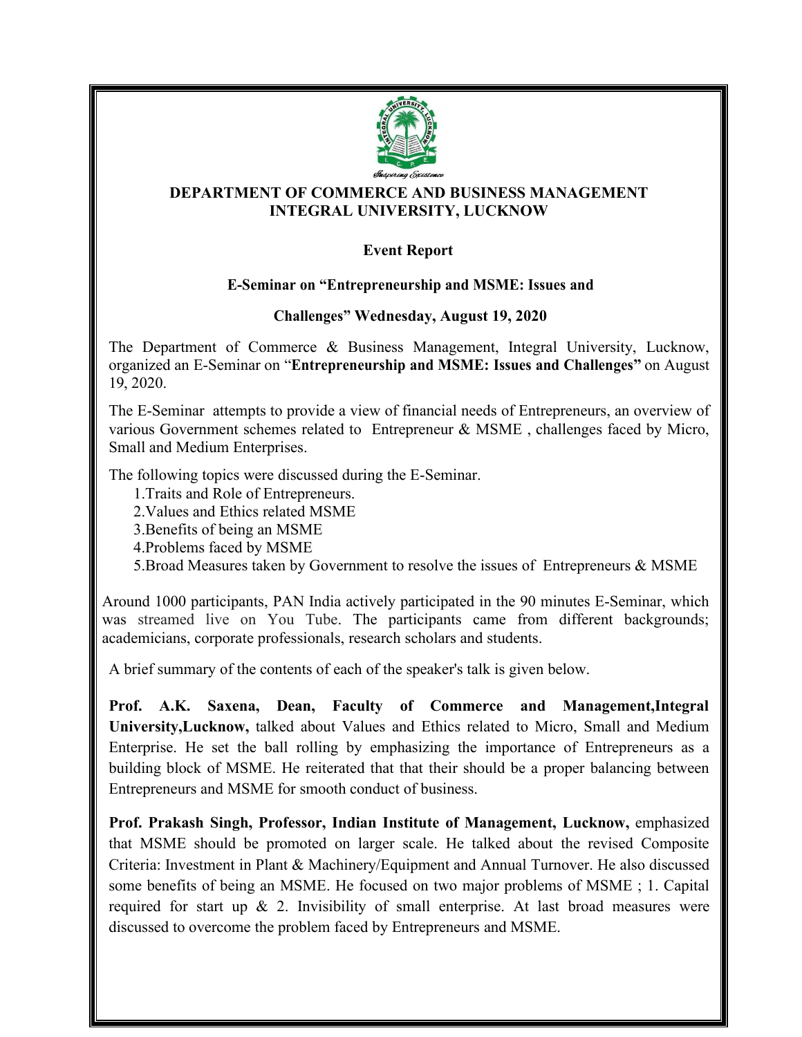**DEPARTMENT OF COMMERCE AND BUSINESS MANAGEMENT**
**INTEGRAL UNIVERSITY, LUCKNOW**

**Event Report**

**E-Seminar on "Entrepreneurship and MSME: Issues and Challenges" Wednesday, August 19, 2020**

The Department of Commerce & Business Management, Integral University, Lucknow, organized an E-Seminar on "**Entrepreneurship and MSME: Issues and Challenges"** on August 19, 2020.

The E-Seminar attempts to provide a view of financial needs of Entrepreneurs, an overview of various Government schemes related to Entrepreneur & MSME , challenges faced by Micro, Small and Medium Enterprises.

The following topics were discussed during the E-Seminar.

1. Traits and Role of Entrepreneurs.
2. Values and Ethics related MSME
3. Benefits of being an MSME
4. Problems faced by MSME
5. Broad Measures taken by Government to resolve the issues of Entrepreneurs & MSME

Around 1000 participants, PAN India actively participated in the 90 minutes E-Seminar, which was streamed live on You Tube. The participants came from different backgrounds; academicians, corporate professionals, research scholars and students.

A brief summary of the contents of each of the speaker's talk is given below.

**Prof. A.K. Saxena, Dean, Faculty of Commerce and Management,Integral University,Lucknow,** talked about Values and Ethics related to Micro, Small and Medium Enterprise. He set the ball rolling by emphasizing the importance of Entrepreneurs as a building block of MSME. He reiterated that that their should be a proper balancing between Entrepreneurs and MSME for smooth conduct of business.

**Prof. Prakash Singh, Professor, Indian Institute of Management, Lucknow,** emphasized that MSME should be promoted on larger scale. He talked about the revised Composite Criteria: Investment in Plant & Machinery/Equipment and Annual Turnover. He also discussed some benefits of being an MSME. He focused on two major problems of MSME ; 1. Capital required for start up & 2. Invisibility of small enterprise. At last broad measures were discussed to overcome the problem faced by Entrepreneurs and MSME.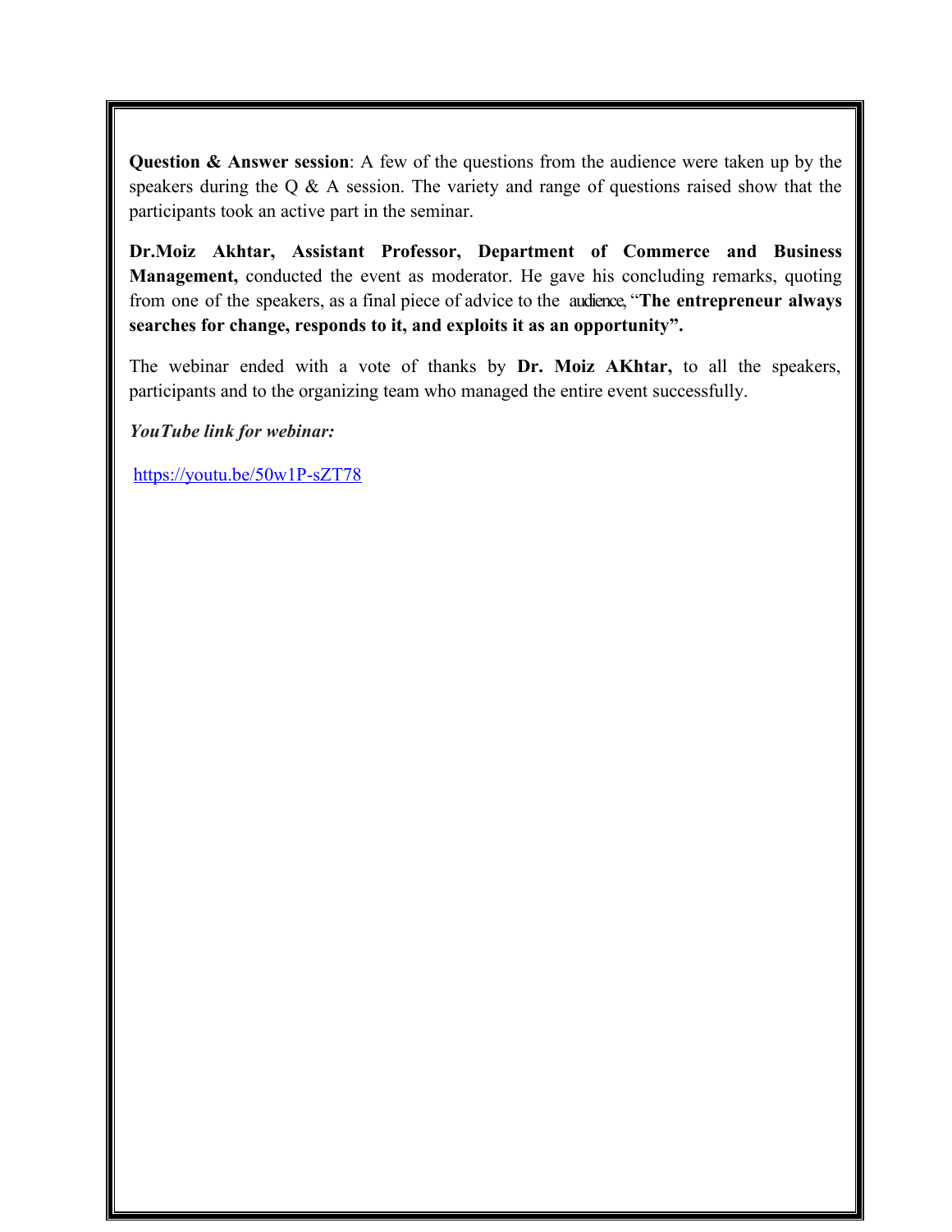**Question & Answer session**: A few of the questions from the audience were taken up by the speakers during the Q & A session. The variety and range of questions raised show that the participants took an active part in the seminar.

**Dr.Moiz Akhtar, Assistant Professor, Department of Commerce and Business Management,** conducted the event as moderator. He gave his concluding remarks, quoting from one of the speakers, as a final piece of advice to the audience, "**The entrepreneur always searches for change, responds to it, and exploits it as an opportunity".**

The webinar ended with a vote of thanks by **Dr. Moiz AKhtar,** to all the speakers, participants and to the organizing team who managed the entire event successfully.

***YouTube link for webinar:***

https://youtu.be/50w1P-sZT78